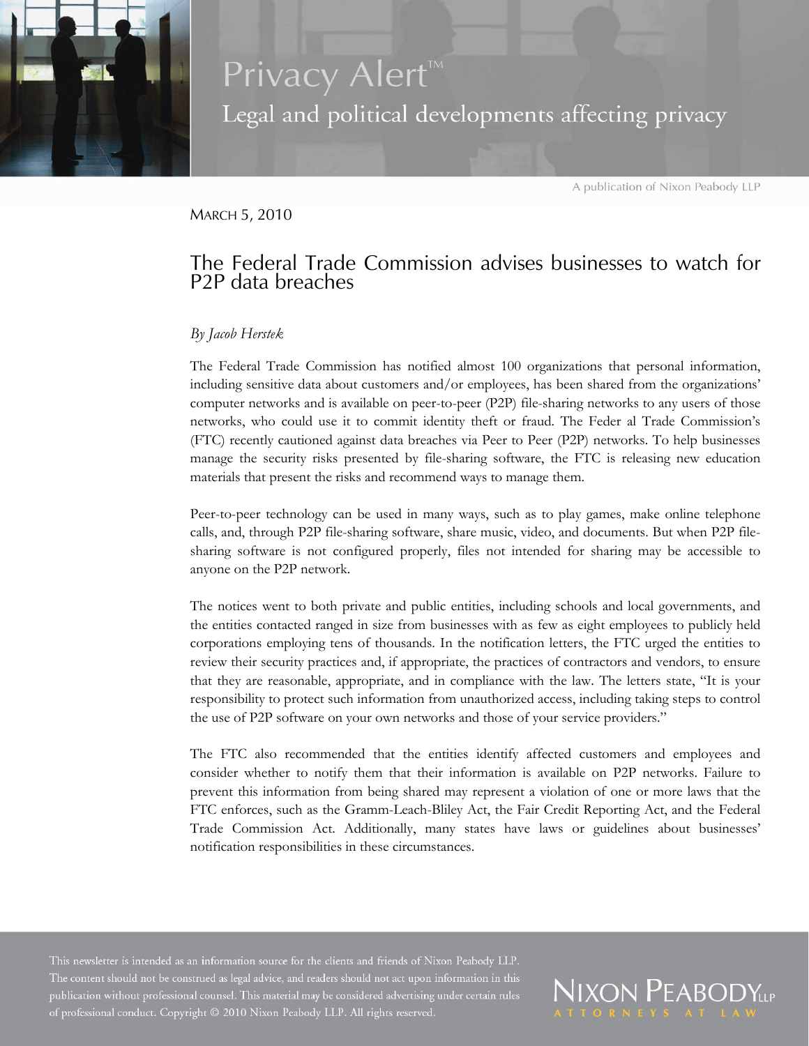# Privacy Alert™

## Legal and political developments affecting privacy

A publication of Nixon Peabody LLP

MARCH 5, 2010

## The Federal Trade Commission advises businesses to watch for P2P data breaches

*By Jacob Herstek*

The Federal Trade Commission has notified almost 100 organizations that personal information, including sensitive data about customers and/or employees, has been shared from the organizations' computer networks and is available on peer-to-peer (P2P) file-sharing networks to any users of those networks, who could use it to commit identity theft or fraud. The Feder al Trade Commission's (FTC) recently cautioned against data breaches via Peer to Peer (P2P) networks. To help businesses manage the security risks presented by file-sharing software, the FTC is releasing new education materials that present the risks and recommend ways to manage them.

Peer-to-peer technology can be used in many ways, such as to play games, make online telephone calls, and, through P2P file-sharing software, share music, video, and documents. But when P2P file-sharing software is not configured properly, files not intended for sharing may be accessible to anyone on the P2P network.

The notices went to both private and public entities, including schools and local governments, and the entities contacted ranged in size from businesses with as few as eight employees to publicly held corporations employing tens of thousands. In the notification letters, the FTC urged the entities to review their security practices and, if appropriate, the practices of contractors and vendors, to ensure that they are reasonable, appropriate, and in compliance with the law. The letters state, "It is your responsibility to protect such information from unauthorized access, including taking steps to control the use of P2P software on your own networks and those of your service providers."

The FTC also recommended that the entities identify affected customers and employees and consider whether to notify them that their information is available on P2P networks. Failure to prevent this information from being shared may represent a violation of one or more laws that the FTC enforces, such as the Gramm-Leach-Bliley Act, the Fair Credit Reporting Act, and the Federal Trade Commission Act. Additionally, many states have laws or guidelines about businesses' notification responsibilities in these circumstances.

This newsletter is intended as an information source for the clients and friends of Nixon Peabody LLP. The content should not be construed as legal advice, and readers should not act upon information in this publication without professional counsel. This material may be considered advertising under certain rules of professional conduct. Copyright © 2010 Nixon Peabody LLP. All rights reserved.

NIXON PEABODY LLP
ATTORNEYS AT LAW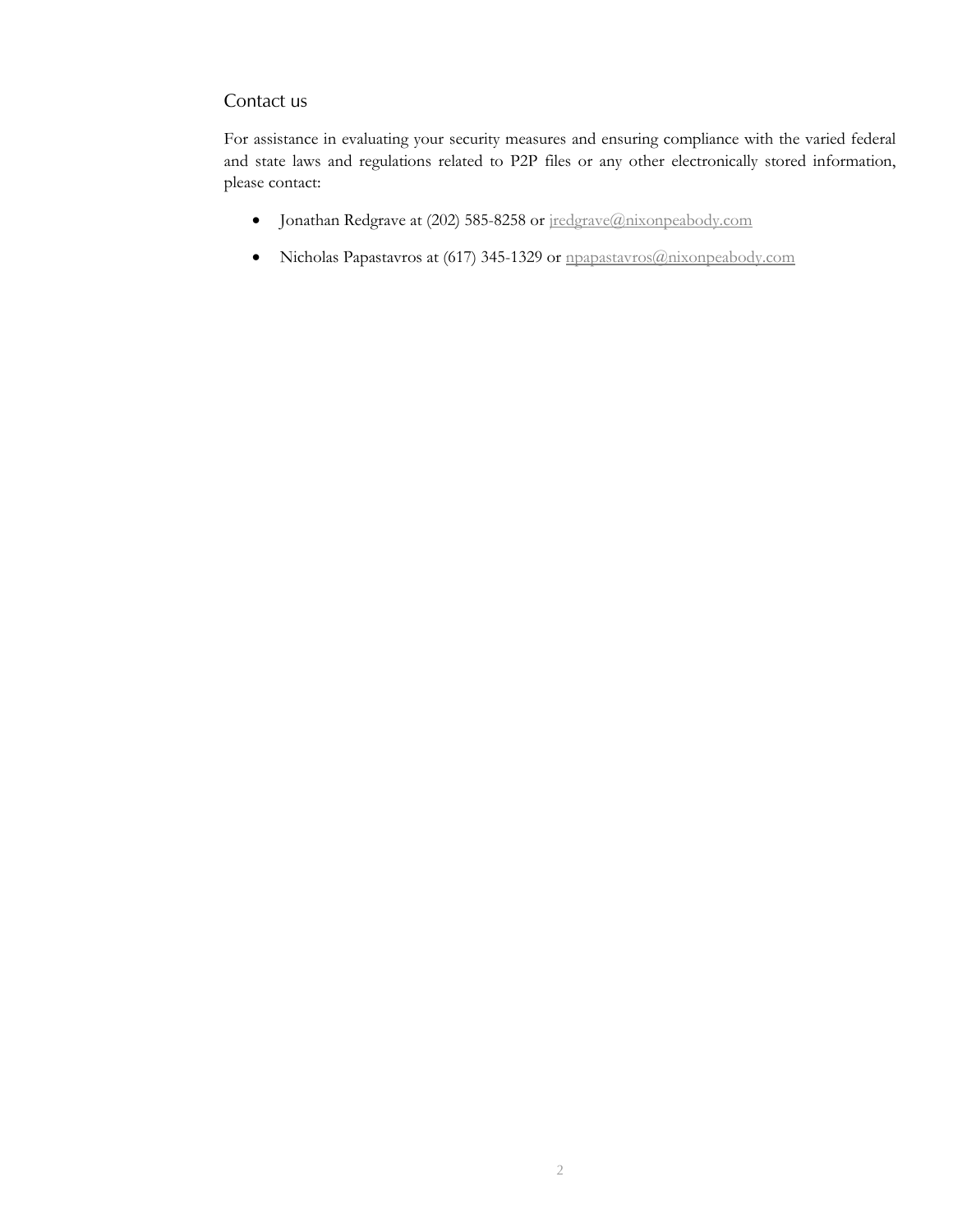## Contact us

For assistance in evaluating your security measures and ensuring compliance with the varied federal and state laws and regulations related to P2P files or any other electronically stored information, please contact:

- Jonathan Redgrave at (202) 585-8258 or jredgrave@nixonpeabody.com
- Nicholas Papastavros at (617) 345-1329 or npapastavros@nixonpeabody.com